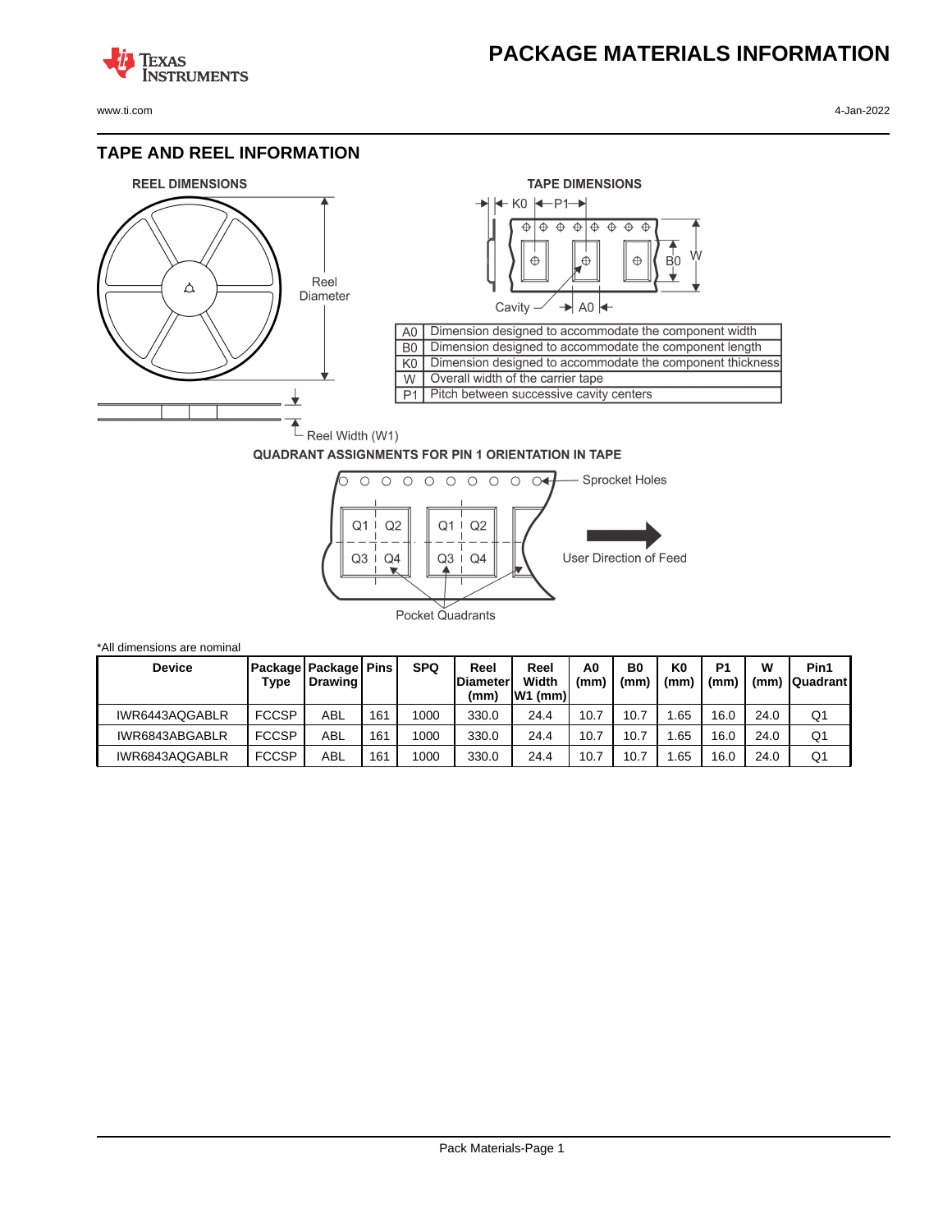# PACKAGE MATERIALS INFORMATION

## TAPE AND REEL INFORMATION

REEL DIMENSIONS

TAPE DIMENSIONS

| | |
|---|---|
| A0 | Dimension designed to accommodate the component width |
| B0 | Dimension designed to accommodate the component length |
| K0 | Dimension designed to accommodate the component thickness |
| W | Overall width of the carrier tape |
| P1 | Pitch between successive cavity centers |

QUADRANT ASSIGNMENTS FOR PIN 1 ORIENTATION IN TAPE

*All dimensions are nominal

| Device | Package Type | Package Drawing | Pins | SPQ | Reel Diameter (mm) | Reel Width W1 (mm) | A0 (mm) | B0 (mm) | K0 (mm) | P1 (mm) | W (mm) | Pin1 Quadrant |
|---|---|---|---|---|---|---|---|---|---|---|---|---|
| IWR6443AQGABLR | FCCSP | ABL | 161 | 1000 | 330.0 | 24.4 | 10.7 | 10.7 | 1.65 | 16.0 | 24.0 | Q1 |
| IWR6843ABGABLR | FCCSP | ABL | 161 | 1000 | 330.0 | 24.4 | 10.7 | 10.7 | 1.65 | 16.0 | 24.0 | Q1 |
| IWR6843AQGABLR | FCCSP | ABL | 161 | 1000 | 330.0 | 24.4 | 10.7 | 10.7 | 1.65 | 16.0 | 24.0 | Q1 |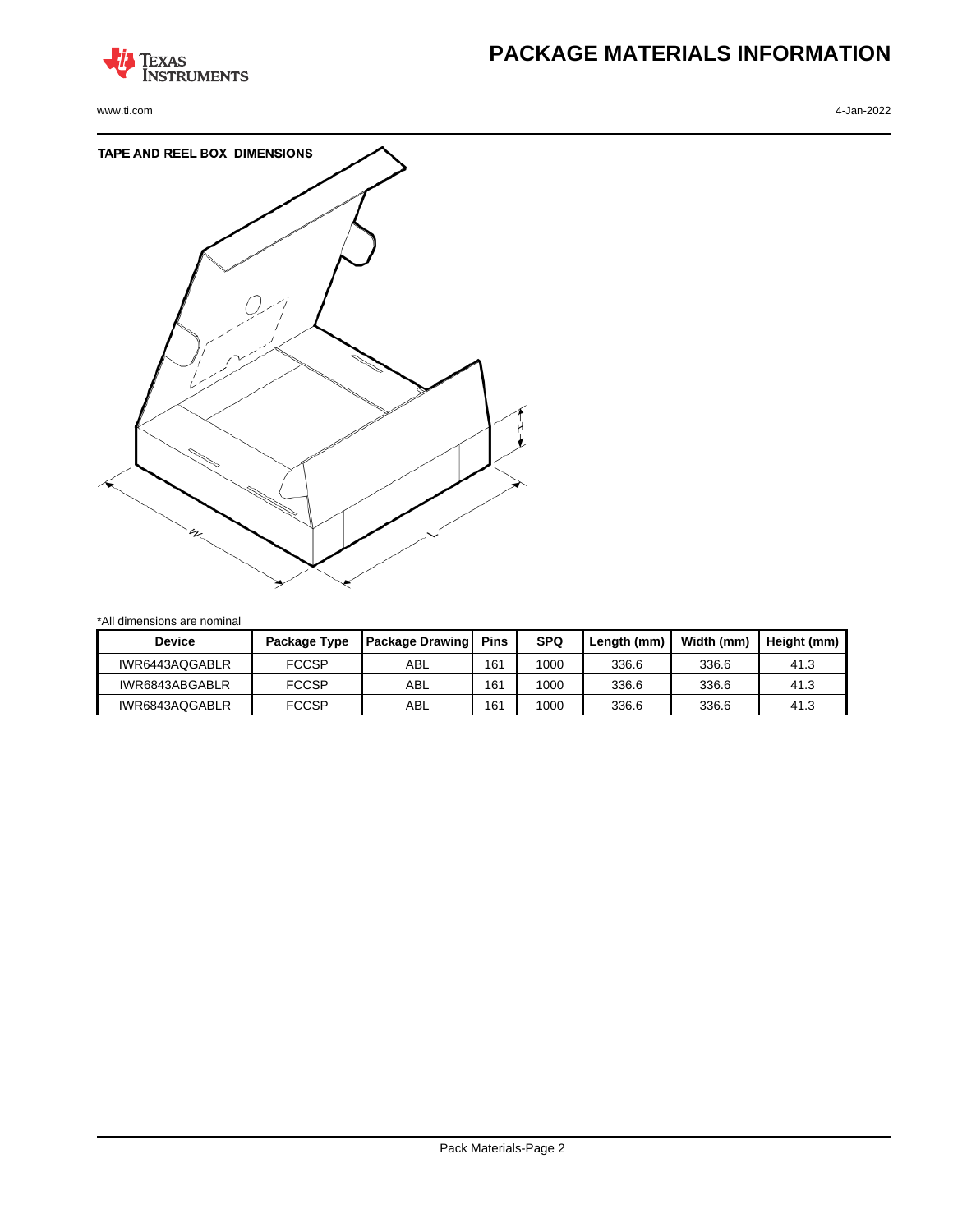# PACKAGE MATERIALS INFORMATION

## TAPE AND REEL BOX DIMENSIONS

*All dimensions are nominal

| Device | Package Type | Package Drawing | Pins | SPQ | Length (mm) | Width (mm) | Height (mm) |
|---|---|---|---|---|---|---|---|
| IWR6443AQGABLR | FCCSP | ABL | 161 | 1000 | 336.6 | 336.6 | 41.3 |
| IWR6843ABGABLR | FCCSP | ABL | 161 | 1000 | 336.6 | 336.6 | 41.3 |
| IWR6843AQGABLR | FCCSP | ABL | 161 | 1000 | 336.6 | 336.6 | 41.3 |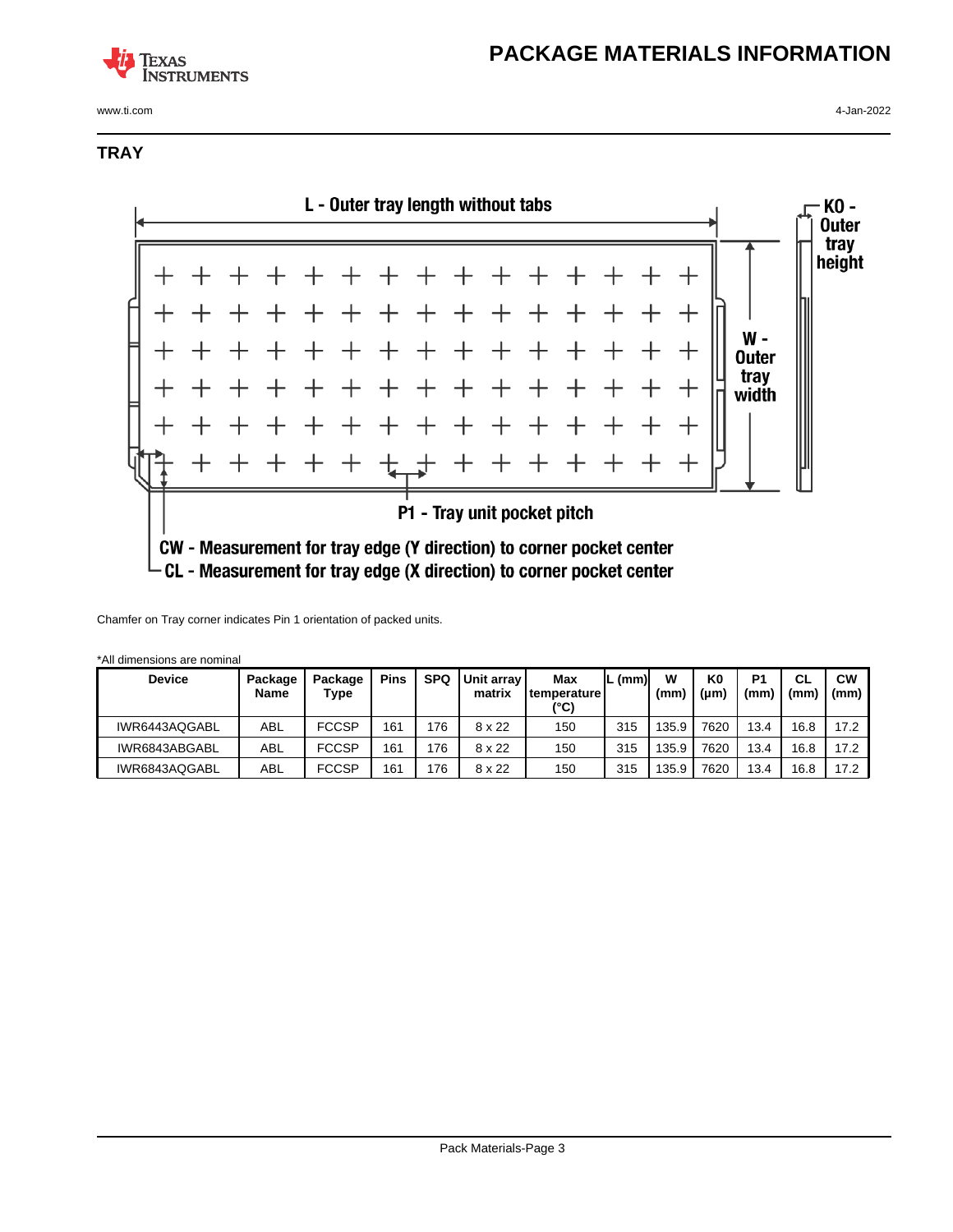## TRAY

L - Outer tray length without tabs

KO - Outer tray height

W - Outer tray width

P1 - Tray unit pocket pitch

CW - Measurement for tray edge (Y direction) to corner pocket center

CL - Measurement for tray edge (X direction) to corner pocket center

Chamfer on Tray corner indicates Pin 1 orientation of packed units.

*All dimensions are nominal

| Device | Package Name | Package Type | Pins | SPQ | Unit array matrix | Max temperature (°C) | L (mm) | W (mm) | K0 (µm) | P1 (mm) | CL (mm) | CW (mm) |
|---|---|---|---|---|---|---|---|---|---|---|---|---|
| IWR6443AQGABL | ABL | FCCSP | 161 | 176 | 8 x 22 | 150 | 315 | 135.9 | 7620 | 13.4 | 16.8 | 17.2 |
| IWR6843ABGABL | ABL | FCCSP | 161 | 176 | 8 x 22 | 150 | 315 | 135.9 | 7620 | 13.4 | 16.8 | 17.2 |
| IWR6843AQGABL | ABL | FCCSP | 161 | 176 | 8 x 22 | 150 | 315 | 135.9 | 7620 | 13.4 | 16.8 | 17.2 |